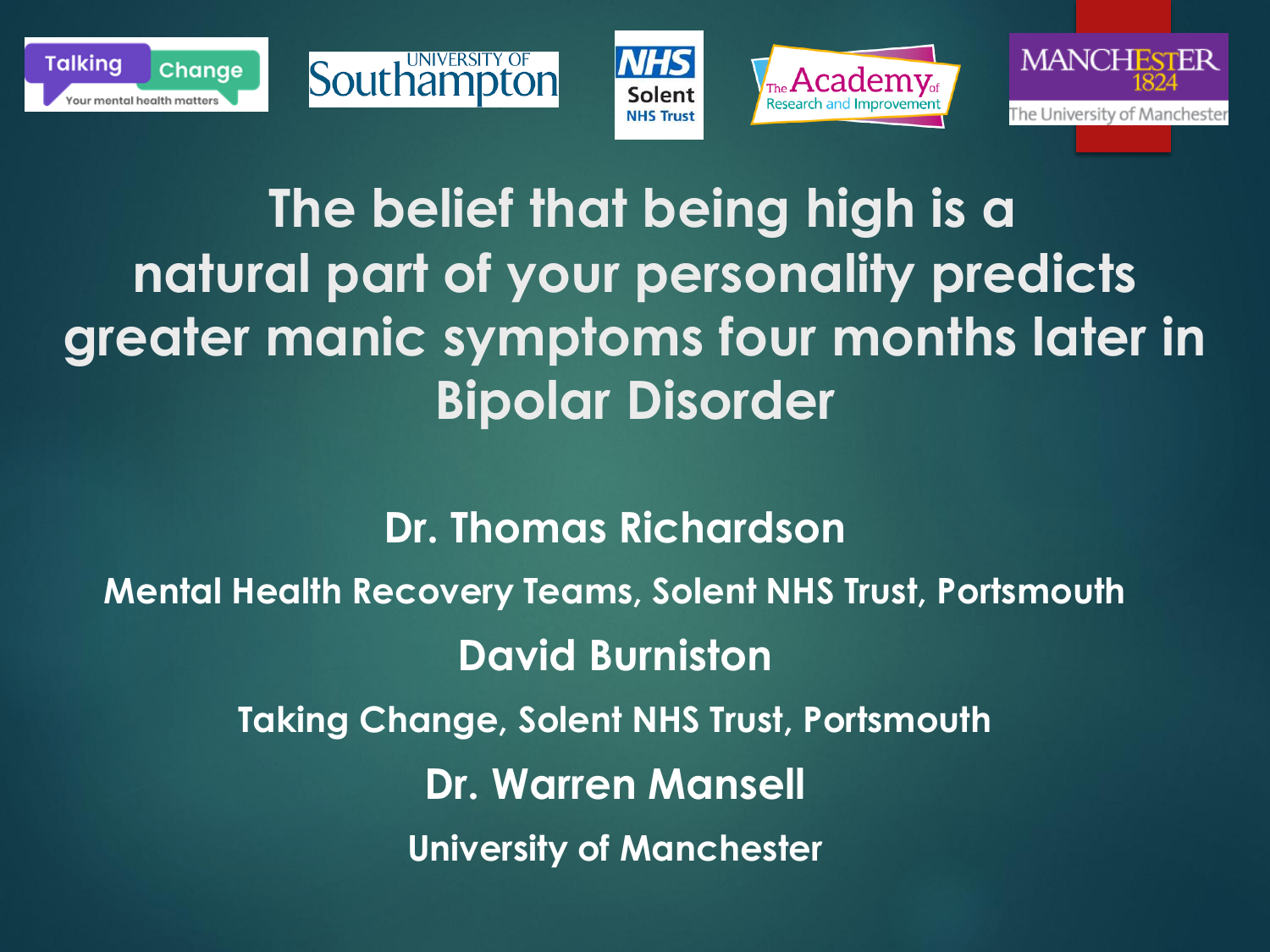# The belief that being high is a natural part of your personality predicts greater manic symptoms four months later in Bipolar Disorder

**Dr. Thomas Richardson**

**Mental Health Recovery Teams, Solent NHS Trust, Portsmouth**

**David Burniston**

**Taking Change, Solent NHS Trust, Portsmouth**

**Dr. Warren Mansell**

**University of Manchester**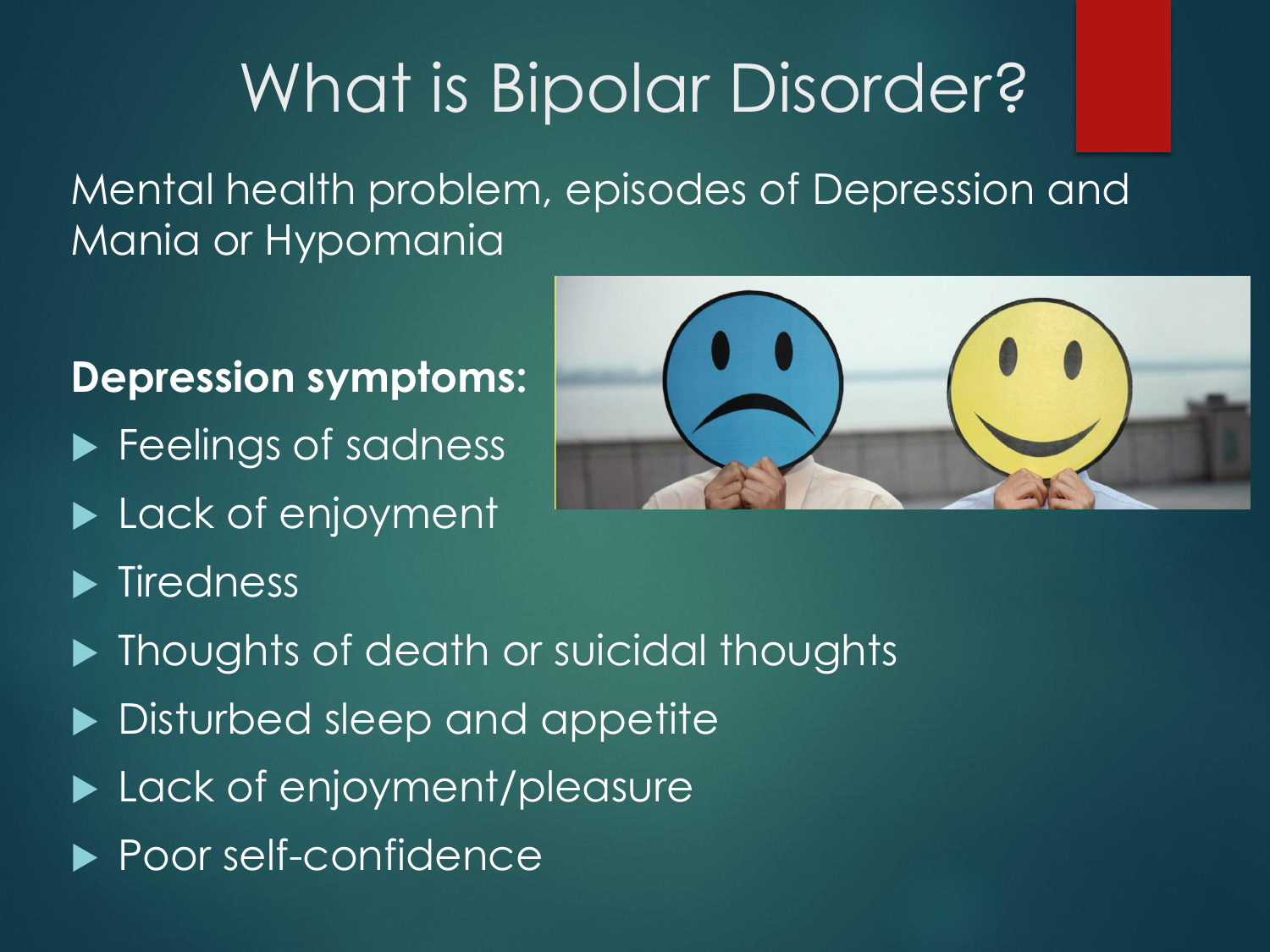# What is Bipolar Disorder?

Mental health problem, episodes of Depression and Mania or Hypomania

**Depression symptoms:**

- Feelings of sadness
- Lack of enjoyment
- Tiredness
- Thoughts of death or suicidal thoughts
- Disturbed sleep and appetite
- Lack of enjoyment/pleasure
- Poor self-confidence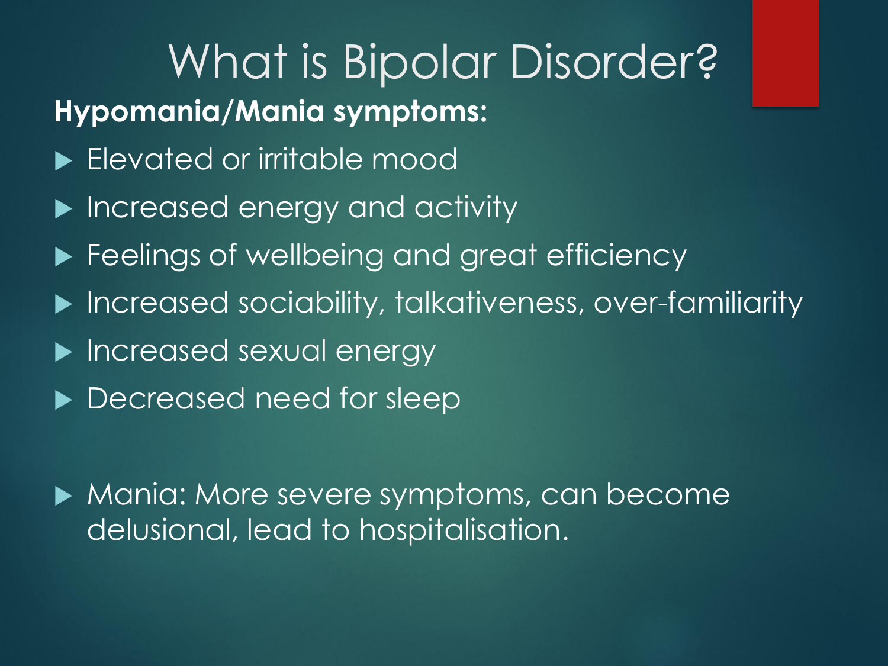# What is Bipolar Disorder?

**Hypomania/Mania symptoms:**

- Elevated or irritable mood
- Increased energy and activity
- Feelings of wellbeing and great efficiency
- Increased sociability, talkativeness, over-familiarity
- Increased sexual energy
- Decreased need for sleep

- Mania: More severe symptoms, can become delusional, lead to hospitalisation.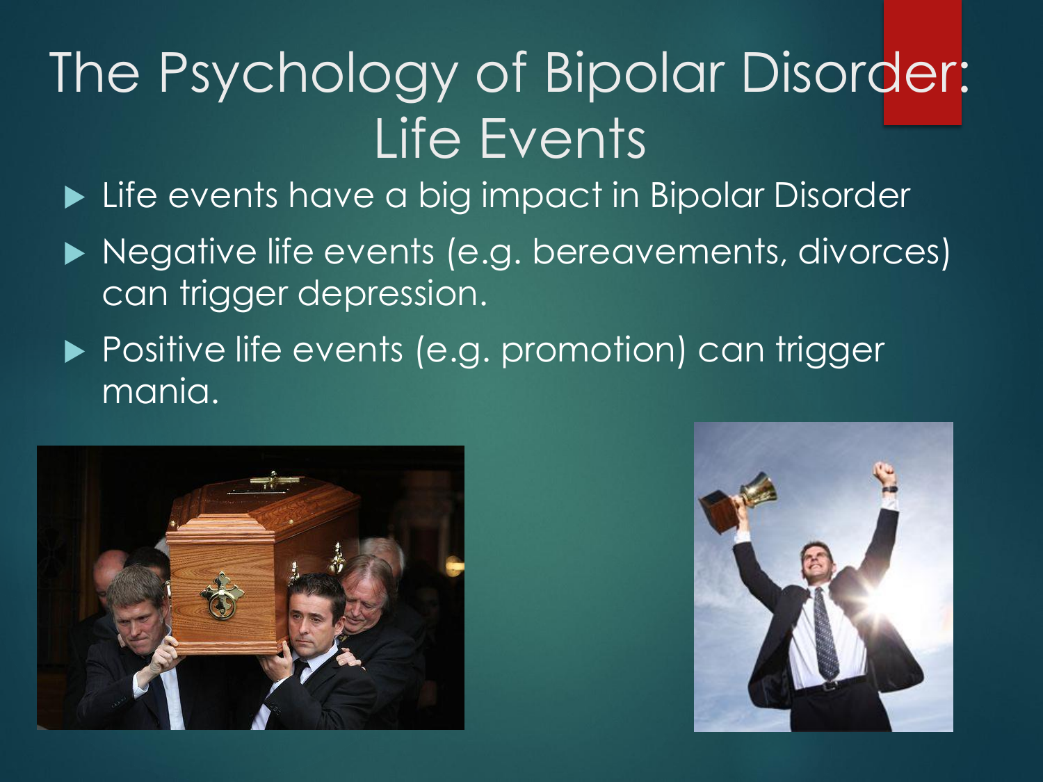# The Psychology of Bipolar Disorder: Life Events

- Life events have a big impact in Bipolar Disorder
- Negative life events (e.g. bereavements, divorces) can trigger depression.
- Positive life events (e.g. promotion) can trigger mania.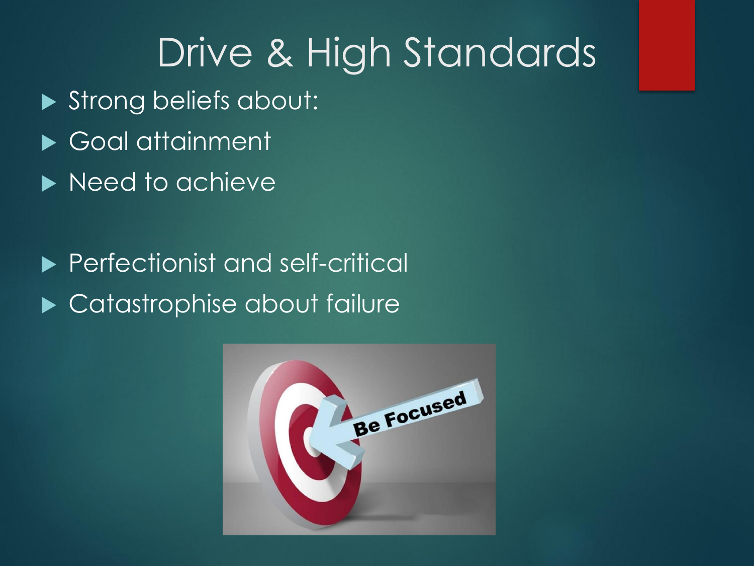# Drive & High Standards

- Strong beliefs about:
- Goal attainment
- Need to achieve

- Perfectionist and self-critical
- Catastrophise about failure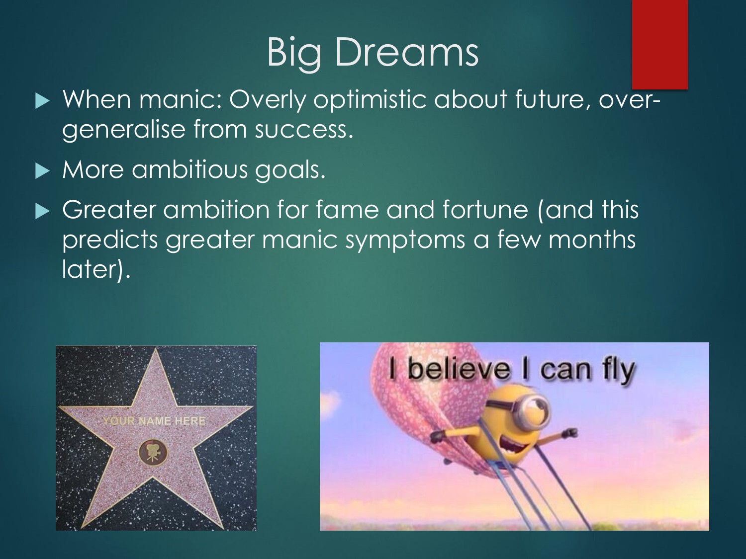# Big Dreams

- When manic: Overly optimistic about future, over-generalise from success.
- More ambitious goals.
- Greater ambition for fame and fortune (and this predicts greater manic symptoms a few months later).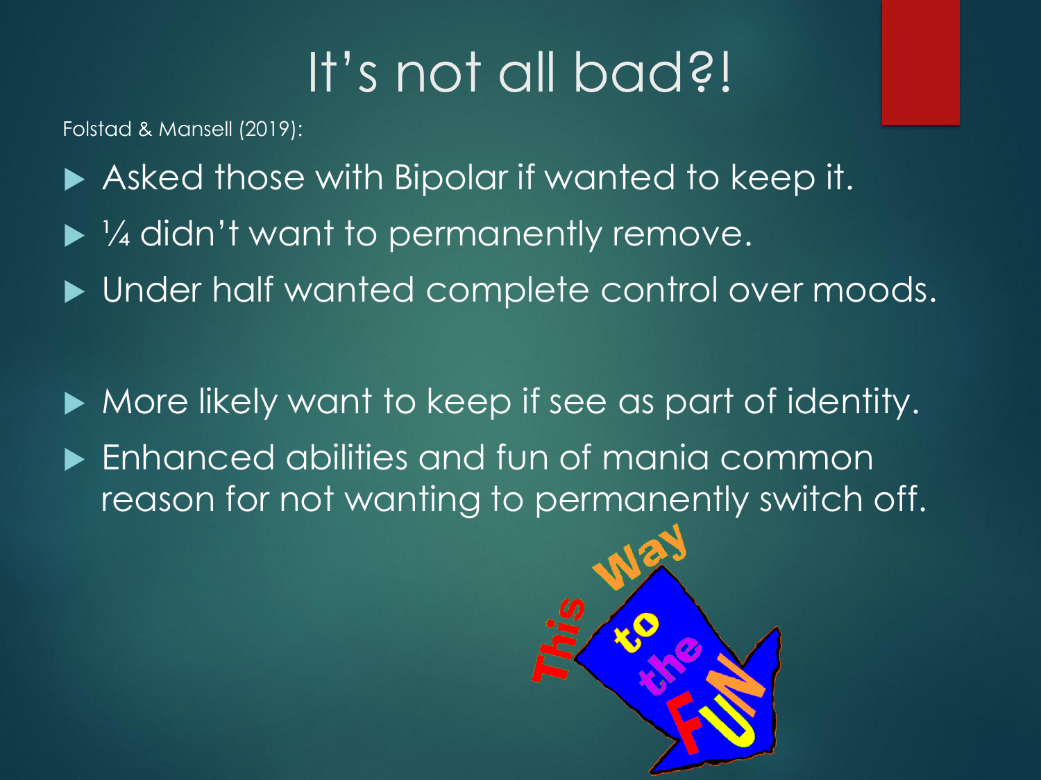# It's not all bad?!

Folstad & Mansell (2019):

- Asked those with Bipolar if wanted to keep it.
- ¼ didn't want to permanently remove.
- Under half wanted complete control over moods.

- More likely want to keep if see as part of identity.
- Enhanced abilities and fun of mania common reason for not wanting to permanently switch off.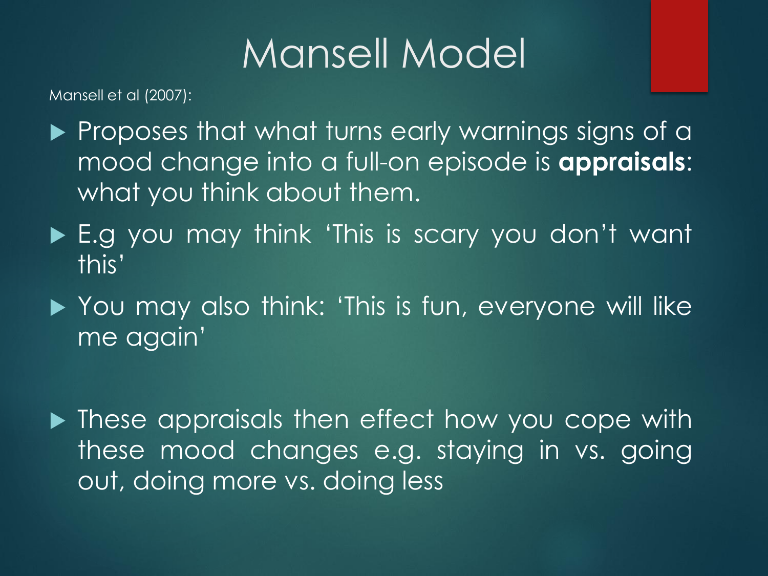# Mansell Model

Mansell et al (2007):

- Proposes that what turns early warnings signs of a mood change into a full-on episode is **appraisals**: what you think about them.
- E.g you may think 'This is scary you don't want this'
- You may also think: 'This is fun, everyone will like me again'
- These appraisals then effect how you cope with these mood changes e.g. staying in vs. going out, doing more vs. doing less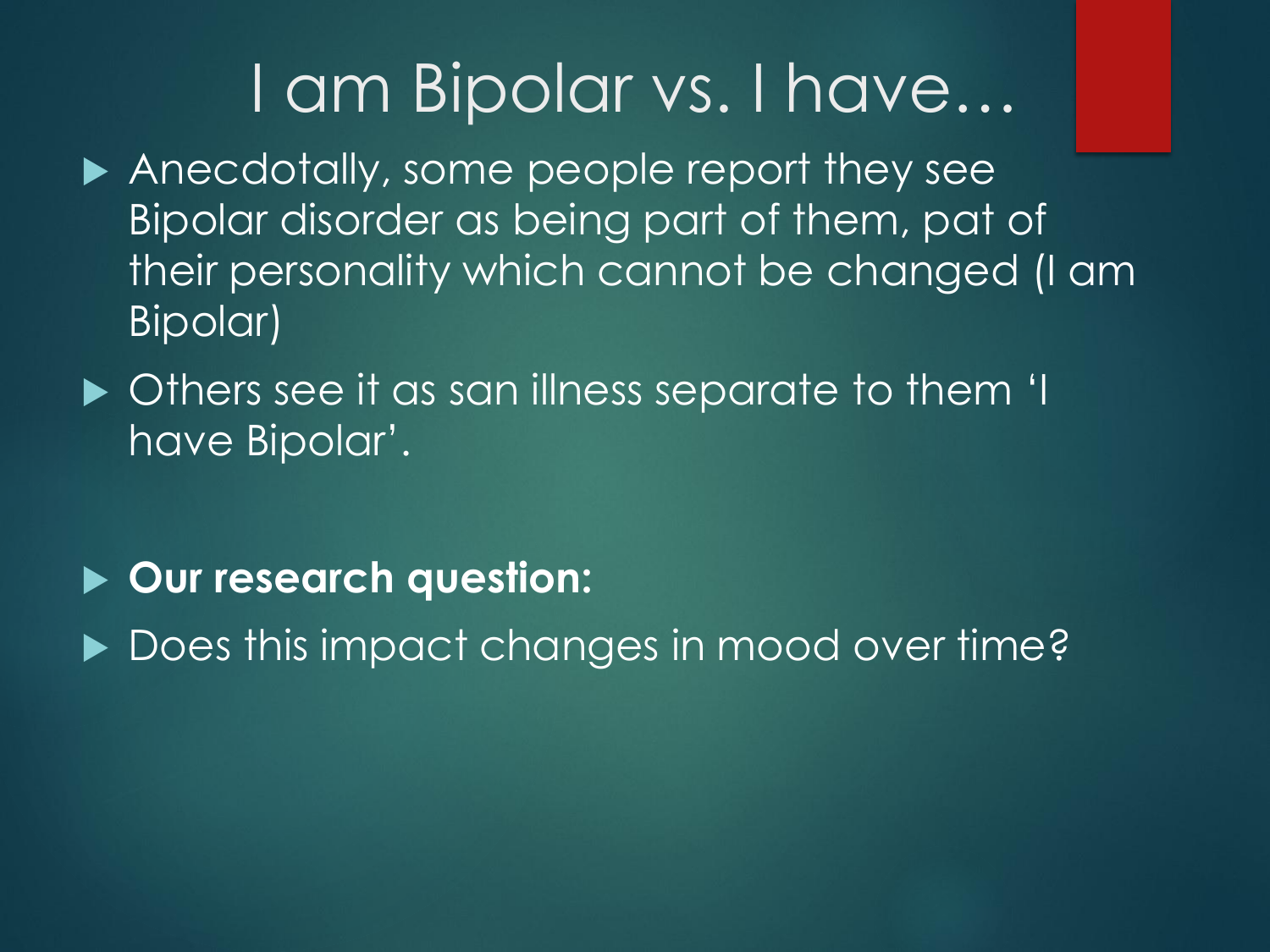# I am Bipolar vs. I have…

- Anecdotally, some people report they see Bipolar disorder as being part of them, pat of their personality which cannot be changed (I am Bipolar)
- Others see it as san illness separate to them 'I have Bipolar'.

- **Our research question:**
- Does this impact changes in mood over time?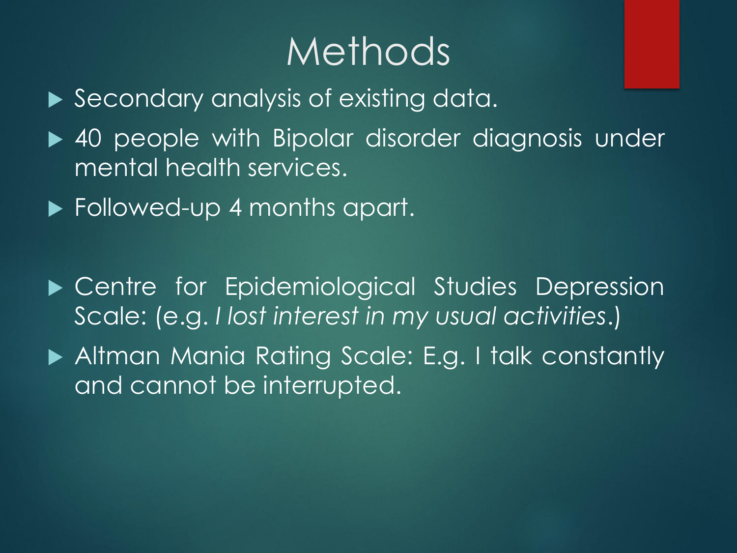# Methods

- Secondary analysis of existing data.
- 40 people with Bipolar disorder diagnosis under mental health services.
- Followed-up 4 months apart.

- Centre for Epidemiological Studies Depression Scale: (e.g. *I lost interest in my usual activities*.)
- Altman Mania Rating Scale: E.g. I talk constantly and cannot be interrupted.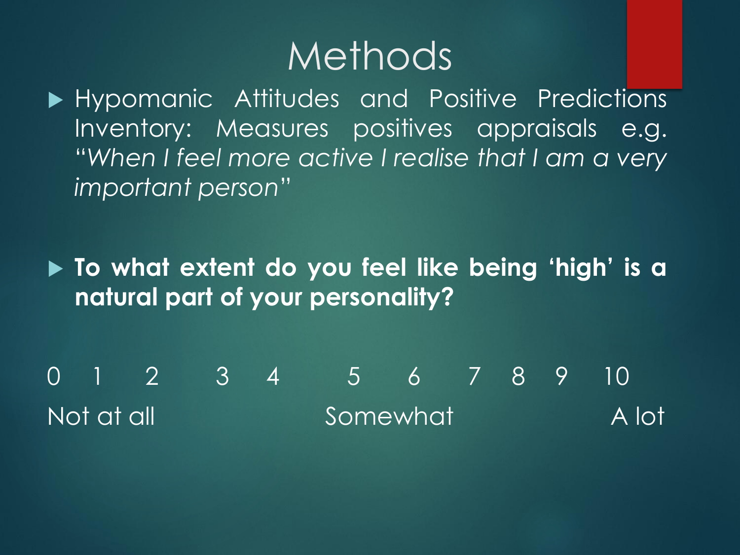# Methods

- Hypomanic Attitudes and Positive Predictions Inventory: Measures positives appraisals e.g. "*When I feel more active I realise that I am a very important person*"

- **To what extent do you feel like being 'high' is a natural part of your personality?**

0 1 2 3 4 5 6 7 8 9 10

Not at all Somewhat A lot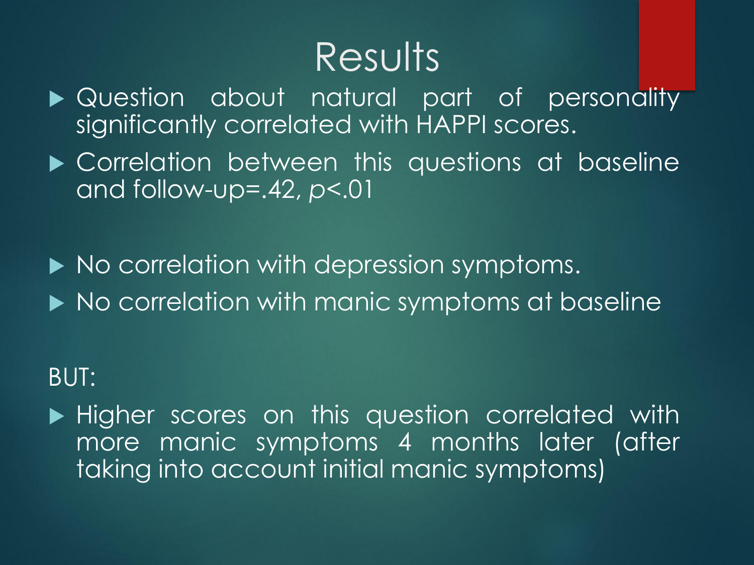# Results

- Question about natural part of personality significantly correlated with HAPPI scores.
- Correlation between this questions at baseline and follow-up=.42, $p<.01$

- No correlation with depression symptoms.
- No correlation with manic symptoms at baseline

BUT:

- Higher scores on this question correlated with more manic symptoms 4 months later (after taking into account initial manic symptoms)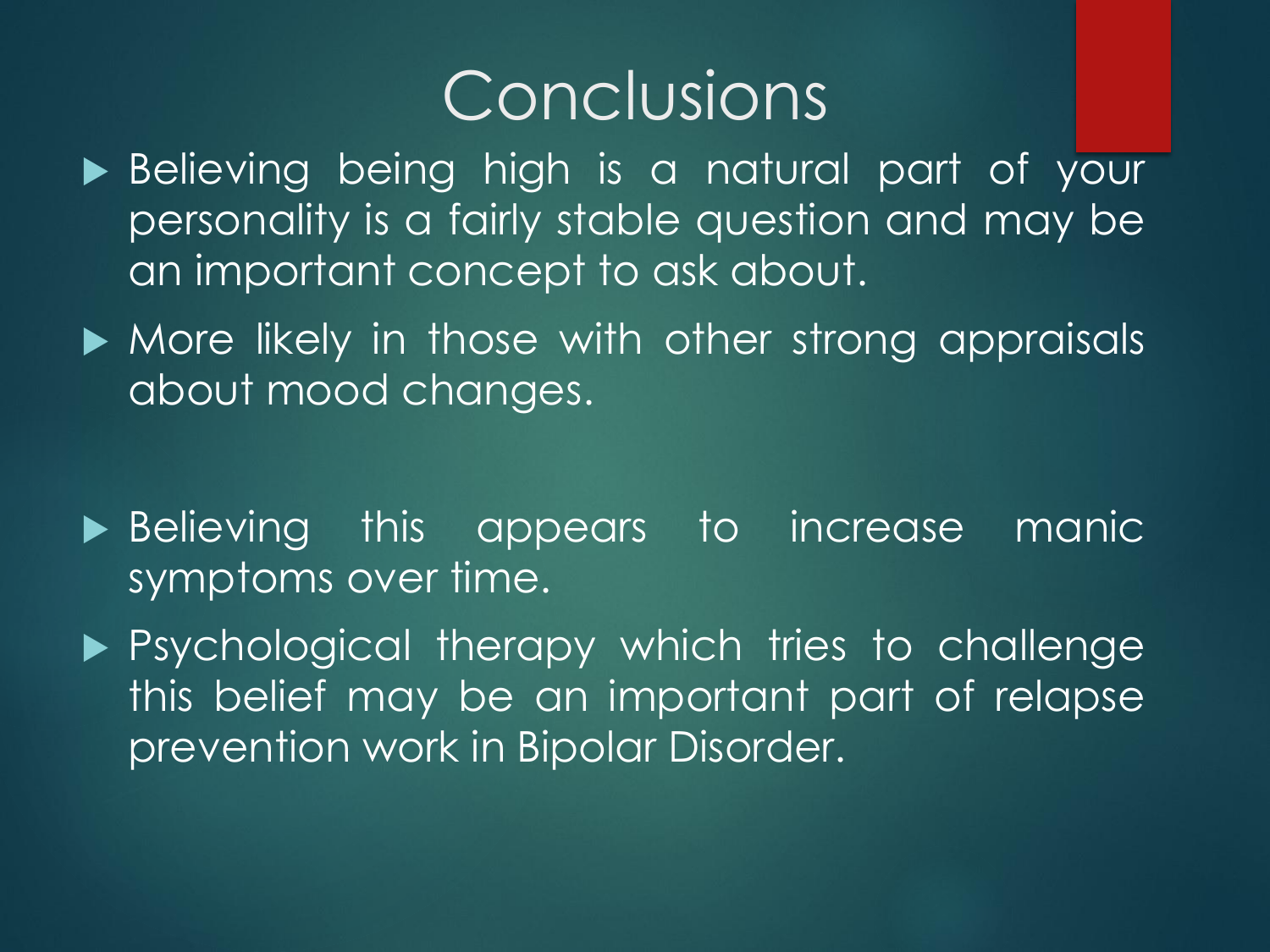# Conclusions

- Believing being high is a natural part of your personality is a fairly stable question and may be an important concept to ask about.
- More likely in those with other strong appraisals about mood changes.

- Believing this appears to increase manic symptoms over time.
- Psychological therapy which tries to challenge this belief may be an important part of relapse prevention work in Bipolar Disorder.